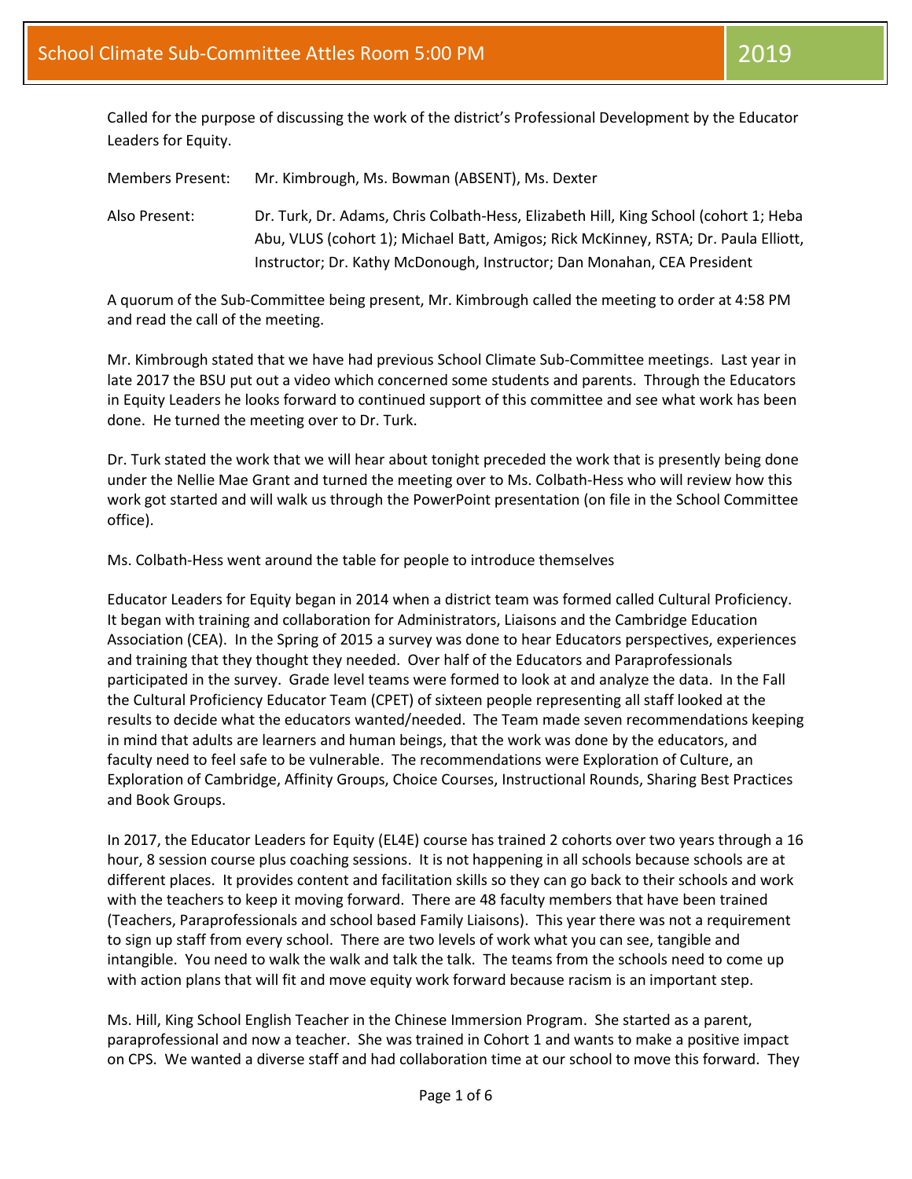# School Climate Sub-Committee Attles Room 5:00 PM 2019

Called for the purpose of discussing the work of the district's Professional Development by the Educator Leaders for Equity.

Members Present: Mr. Kimbrough, Ms. Bowman (ABSENT), Ms. Dexter

Also Present: Dr. Turk, Dr. Adams, Chris Colbath-Hess, Elizabeth Hill, King School (cohort 1; Heba Abu, VLUS (cohort 1); Michael Batt, Amigos; Rick McKinney, RSTA; Dr. Paula Elliott, Instructor; Dr. Kathy McDonough, Instructor; Dan Monahan, CEA President

A quorum of the Sub-Committee being present, Mr. Kimbrough called the meeting to order at 4:58 PM and read the call of the meeting.

Mr. Kimbrough stated that we have had previous School Climate Sub-Committee meetings. Last year in late 2017 the BSU put out a video which concerned some students and parents. Through the Educators in Equity Leaders he looks forward to continued support of this committee and see what work has been done. He turned the meeting over to Dr. Turk.

Dr. Turk stated the work that we will hear about tonight preceded the work that is presently being done under the Nellie Mae Grant and turned the meeting over to Ms. Colbath-Hess who will review how this work got started and will walk us through the PowerPoint presentation (on file in the School Committee office).

Ms. Colbath-Hess went around the table for people to introduce themselves

Educator Leaders for Equity began in 2014 when a district team was formed called Cultural Proficiency. It began with training and collaboration for Administrators, Liaisons and the Cambridge Education Association (CEA). In the Spring of 2015 a survey was done to hear Educators perspectives, experiences and training that they thought they needed. Over half of the Educators and Paraprofessionals participated in the survey. Grade level teams were formed to look at and analyze the data. In the Fall the Cultural Proficiency Educator Team (CPET) of sixteen people representing all staff looked at the results to decide what the educators wanted/needed. The Team made seven recommendations keeping in mind that adults are learners and human beings, that the work was done by the educators, and faculty need to feel safe to be vulnerable. The recommendations were Exploration of Culture, an Exploration of Cambridge, Affinity Groups, Choice Courses, Instructional Rounds, Sharing Best Practices and Book Groups.

In 2017, the Educator Leaders for Equity (EL4E) course has trained 2 cohorts over two years through a 16 hour, 8 session course plus coaching sessions. It is not happening in all schools because schools are at different places. It provides content and facilitation skills so they can go back to their schools and work with the teachers to keep it moving forward. There are 48 faculty members that have been trained (Teachers, Paraprofessionals and school based Family Liaisons). This year there was not a requirement to sign up staff from every school. There are two levels of work what you can see, tangible and intangible. You need to walk the walk and talk the talk. The teams from the schools need to come up with action plans that will fit and move equity work forward because racism is an important step.

Ms. Hill, King School English Teacher in the Chinese Immersion Program. She started as a parent, paraprofessional and now a teacher. She was trained in Cohort 1 and wants to make a positive impact on CPS. We wanted a diverse staff and had collaboration time at our school to move this forward. They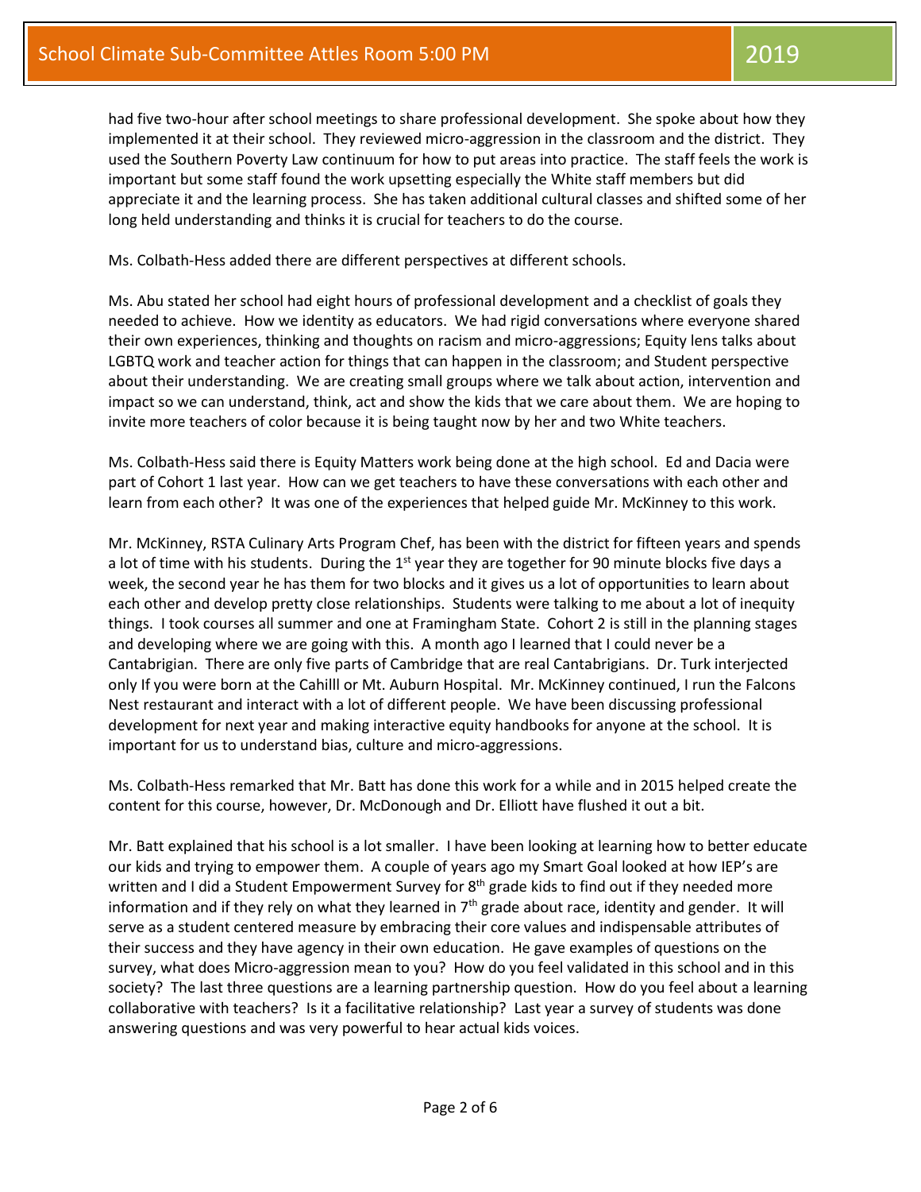had five two-hour after school meetings to share professional development. She spoke about how they implemented it at their school. They reviewed micro-aggression in the classroom and the district. They used the Southern Poverty Law continuum for how to put areas into practice. The staff feels the work is important but some staff found the work upsetting especially the White staff members but did appreciate it and the learning process. She has taken additional cultural classes and shifted some of her long held understanding and thinks it is crucial for teachers to do the course.

Ms. Colbath-Hess added there are different perspectives at different schools.

Ms. Abu stated her school had eight hours of professional development and a checklist of goals they needed to achieve. How we identity as educators. We had rigid conversations where everyone shared their own experiences, thinking and thoughts on racism and micro-aggressions; Equity lens talks about LGBTQ work and teacher action for things that can happen in the classroom; and Student perspective about their understanding. We are creating small groups where we talk about action, intervention and impact so we can understand, think, act and show the kids that we care about them. We are hoping to invite more teachers of color because it is being taught now by her and two White teachers.

Ms. Colbath-Hess said there is Equity Matters work being done at the high school. Ed and Dacia were part of Cohort 1 last year. How can we get teachers to have these conversations with each other and learn from each other? It was one of the experiences that helped guide Mr. McKinney to this work.

Mr. McKinney, RSTA Culinary Arts Program Chef, has been with the district for fifteen years and spends a lot of time with his students. During the 1st year they are together for 90 minute blocks five days a week, the second year he has them for two blocks and it gives us a lot of opportunities to learn about each other and develop pretty close relationships. Students were talking to me about a lot of inequity things. I took courses all summer and one at Framingham State. Cohort 2 is still in the planning stages and developing where we are going with this. A month ago I learned that I could never be a Cantabrigian. There are only five parts of Cambridge that are real Cantabrigians. Dr. Turk interjected only If you were born at the Cahilll or Mt. Auburn Hospital. Mr. McKinney continued, I run the Falcons Nest restaurant and interact with a lot of different people. We have been discussing professional development for next year and making interactive equity handbooks for anyone at the school. It is important for us to understand bias, culture and micro-aggressions.

Ms. Colbath-Hess remarked that Mr. Batt has done this work for a while and in 2015 helped create the content for this course, however, Dr. McDonough and Dr. Elliott have flushed it out a bit.

Mr. Batt explained that his school is a lot smaller. I have been looking at learning how to better educate our kids and trying to empower them. A couple of years ago my Smart Goal looked at how IEP's are written and I did a Student Empowerment Survey for 8th grade kids to find out if they needed more information and if they rely on what they learned in 7th grade about race, identity and gender. It will serve as a student centered measure by embracing their core values and indispensable attributes of their success and they have agency in their own education. He gave examples of questions on the survey, what does Micro-aggression mean to you? How do you feel validated in this school and in this society? The last three questions are a learning partnership question. How do you feel about a learning collaborative with teachers? Is it a facilitative relationship? Last year a survey of students was done answering questions and was very powerful to hear actual kids voices.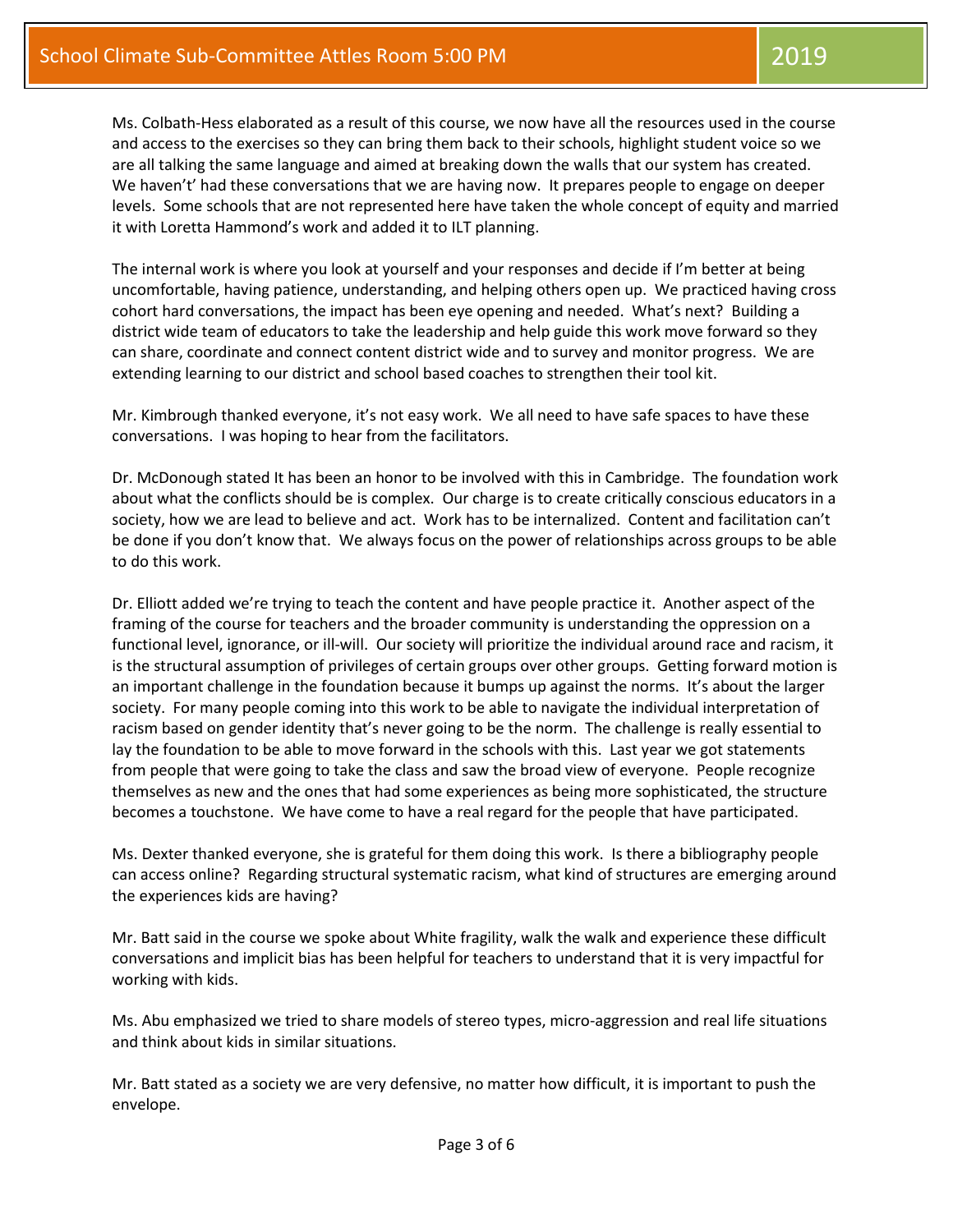Ms. Colbath-Hess elaborated as a result of this course, we now have all the resources used in the course and access to the exercises so they can bring them back to their schools, highlight student voice so we are all talking the same language and aimed at breaking down the walls that our system has created. We haven't' had these conversations that we are having now. It prepares people to engage on deeper levels. Some schools that are not represented here have taken the whole concept of equity and married it with Loretta Hammond's work and added it to ILT planning.

The internal work is where you look at yourself and your responses and decide if I'm better at being uncomfortable, having patience, understanding, and helping others open up. We practiced having cross cohort hard conversations, the impact has been eye opening and needed. What's next? Building a district wide team of educators to take the leadership and help guide this work move forward so they can share, coordinate and connect content district wide and to survey and monitor progress. We are extending learning to our district and school based coaches to strengthen their tool kit.

Mr. Kimbrough thanked everyone, it's not easy work. We all need to have safe spaces to have these conversations. I was hoping to hear from the facilitators.

Dr. McDonough stated It has been an honor to be involved with this in Cambridge. The foundation work about what the conflicts should be is complex. Our charge is to create critically conscious educators in a society, how we are lead to believe and act. Work has to be internalized. Content and facilitation can't be done if you don't know that. We always focus on the power of relationships across groups to be able to do this work.

Dr. Elliott added we're trying to teach the content and have people practice it. Another aspect of the framing of the course for teachers and the broader community is understanding the oppression on a functional level, ignorance, or ill-will. Our society will prioritize the individual around race and racism, it is the structural assumption of privileges of certain groups over other groups. Getting forward motion is an important challenge in the foundation because it bumps up against the norms. It's about the larger society. For many people coming into this work to be able to navigate the individual interpretation of racism based on gender identity that's never going to be the norm. The challenge is really essential to lay the foundation to be able to move forward in the schools with this. Last year we got statements from people that were going to take the class and saw the broad view of everyone. People recognize themselves as new and the ones that had some experiences as being more sophisticated, the structure becomes a touchstone. We have come to have a real regard for the people that have participated.

Ms. Dexter thanked everyone, she is grateful for them doing this work. Is there a bibliography people can access online? Regarding structural systematic racism, what kind of structures are emerging around the experiences kids are having?

Mr. Batt said in the course we spoke about White fragility, walk the walk and experience these difficult conversations and implicit bias has been helpful for teachers to understand that it is very impactful for working with kids.

Ms. Abu emphasized we tried to share models of stereo types, micro-aggression and real life situations and think about kids in similar situations.

Mr. Batt stated as a society we are very defensive, no matter how difficult, it is important to push the envelope.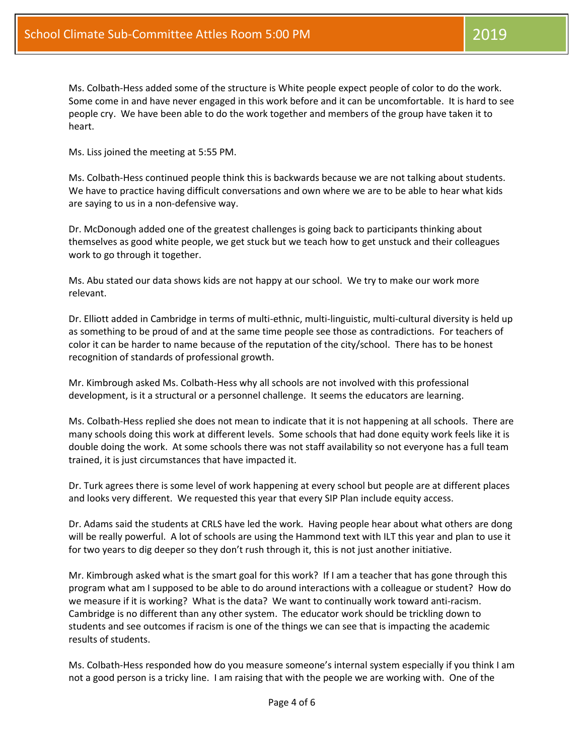Ms. Colbath-Hess added some of the structure is White people expect people of color to do the work. Some come in and have never engaged in this work before and it can be uncomfortable. It is hard to see people cry. We have been able to do the work together and members of the group have taken it to heart.

Ms. Liss joined the meeting at 5:55 PM.

Ms. Colbath-Hess continued people think this is backwards because we are not talking about students. We have to practice having difficult conversations and own where we are to be able to hear what kids are saying to us in a non-defensive way.

Dr. McDonough added one of the greatest challenges is going back to participants thinking about themselves as good white people, we get stuck but we teach how to get unstuck and their colleagues work to go through it together.

Ms. Abu stated our data shows kids are not happy at our school. We try to make our work more relevant.

Dr. Elliott added in Cambridge in terms of multi-ethnic, multi-linguistic, multi-cultural diversity is held up as something to be proud of and at the same time people see those as contradictions. For teachers of color it can be harder to name because of the reputation of the city/school. There has to be honest recognition of standards of professional growth.

Mr. Kimbrough asked Ms. Colbath-Hess why all schools are not involved with this professional development, is it a structural or a personnel challenge. It seems the educators are learning.

Ms. Colbath-Hess replied she does not mean to indicate that it is not happening at all schools. There are many schools doing this work at different levels. Some schools that had done equity work feels like it is double doing the work. At some schools there was not staff availability so not everyone has a full team trained, it is just circumstances that have impacted it.

Dr. Turk agrees there is some level of work happening at every school but people are at different places and looks very different. We requested this year that every SIP Plan include equity access.

Dr. Adams said the students at CRLS have led the work. Having people hear about what others are dong will be really powerful. A lot of schools are using the Hammond text with ILT this year and plan to use it for two years to dig deeper so they don't rush through it, this is not just another initiative.

Mr. Kimbrough asked what is the smart goal for this work? If I am a teacher that has gone through this program what am I supposed to be able to do around interactions with a colleague or student? How do we measure if it is working? What is the data? We want to continually work toward anti-racism. Cambridge is no different than any other system. The educator work should be trickling down to students and see outcomes if racism is one of the things we can see that is impacting the academic results of students.

Ms. Colbath-Hess responded how do you measure someone's internal system especially if you think I am not a good person is a tricky line. I am raising that with the people we are working with. One of the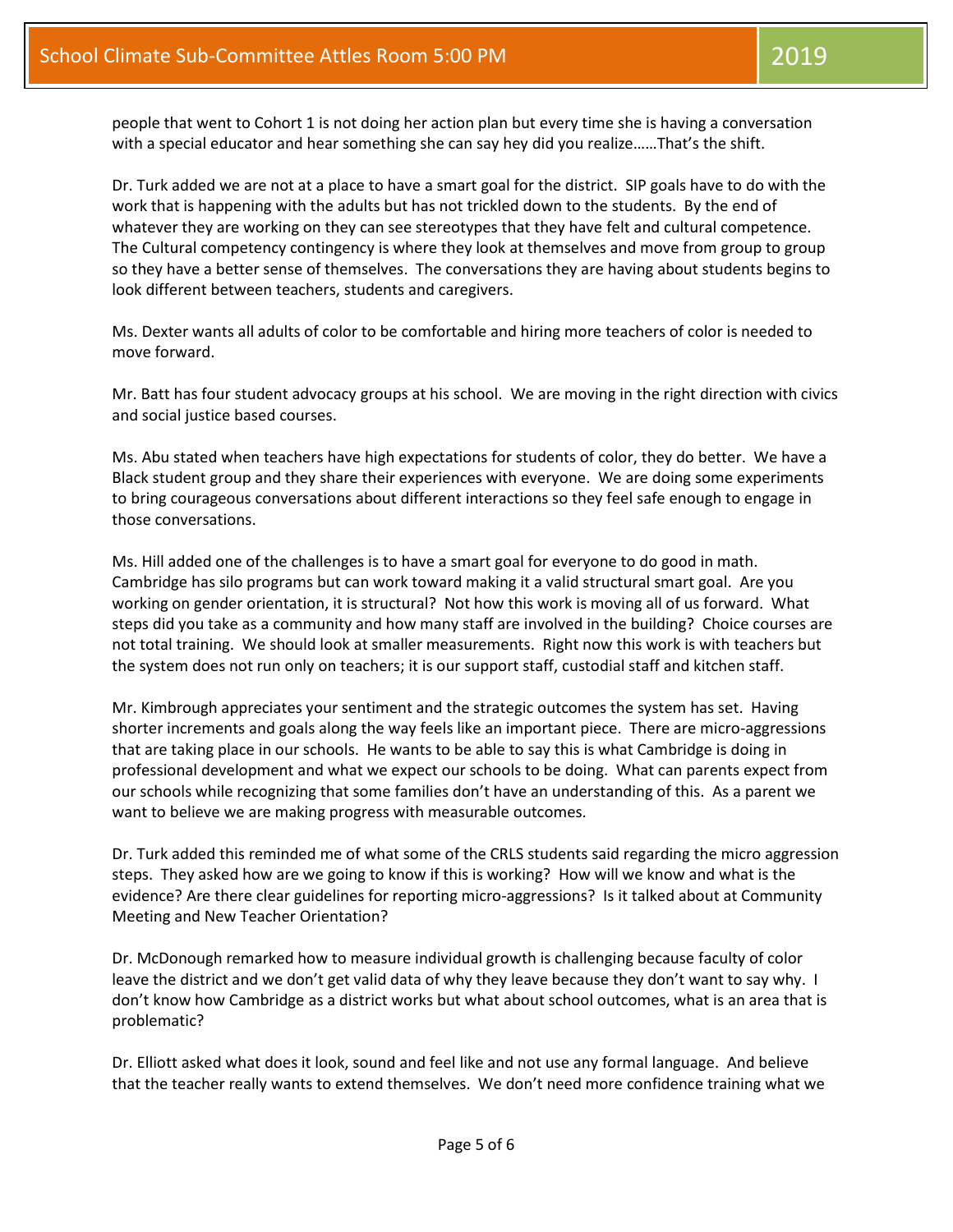people that went to Cohort 1 is not doing her action plan but every time she is having a conversation with a special educator and hear something she can say hey did you realize……That's the shift.

Dr. Turk added we are not at a place to have a smart goal for the district. SIP goals have to do with the work that is happening with the adults but has not trickled down to the students. By the end of whatever they are working on they can see stereotypes that they have felt and cultural competence. The Cultural competency contingency is where they look at themselves and move from group to group so they have a better sense of themselves. The conversations they are having about students begins to look different between teachers, students and caregivers.

Ms. Dexter wants all adults of color to be comfortable and hiring more teachers of color is needed to move forward.

Mr. Batt has four student advocacy groups at his school. We are moving in the right direction with civics and social justice based courses.

Ms. Abu stated when teachers have high expectations for students of color, they do better. We have a Black student group and they share their experiences with everyone. We are doing some experiments to bring courageous conversations about different interactions so they feel safe enough to engage in those conversations.

Ms. Hill added one of the challenges is to have a smart goal for everyone to do good in math. Cambridge has silo programs but can work toward making it a valid structural small goal. Are you working on gender orientation, it is structural? Not how this work is moving all of us forward. What steps did you take as a community and how many staff are involved in the building? Choice courses are not total training. We should look at smaller measurements. Right now this work is with teachers but the system does not run only on teachers; it is our support staff, custodial staff and kitchen staff.

Mr. Kimbrough appreciates your sentiment and the strategic outcomes the system has set. Having shorter increments and goals along the way feels like an important piece. There are micro-aggressions that are taking place in our schools. He wants to be able to say this is what Cambridge is doing in professional development and what we expect our schools to be doing. What can parents expect from our schools while recognizing that some families don't have an understanding of this. As a parent we want to believe we are making progress with measurable outcomes.

Dr. Turk added this reminded me of what some of the CRLS students said regarding the micro aggression steps. They asked how are we going to know if this is working? How will we know and what is the evidence? Are there clear guidelines for reporting micro-aggressions? Is it talked about at Community Meeting and New Teacher Orientation?

Dr. McDonough remarked how to measure individual growth is challenging because faculty of color leave the district and we don't get valid data of why they leave because they don't want to say why. I don't know how Cambridge as a district works but what about school outcomes, what is an area that is problematic?

Dr. Elliott asked what does it look, sound and feel like and not use any formal language. And believe that the teacher really wants to extend themselves. We don't need more confidence training what we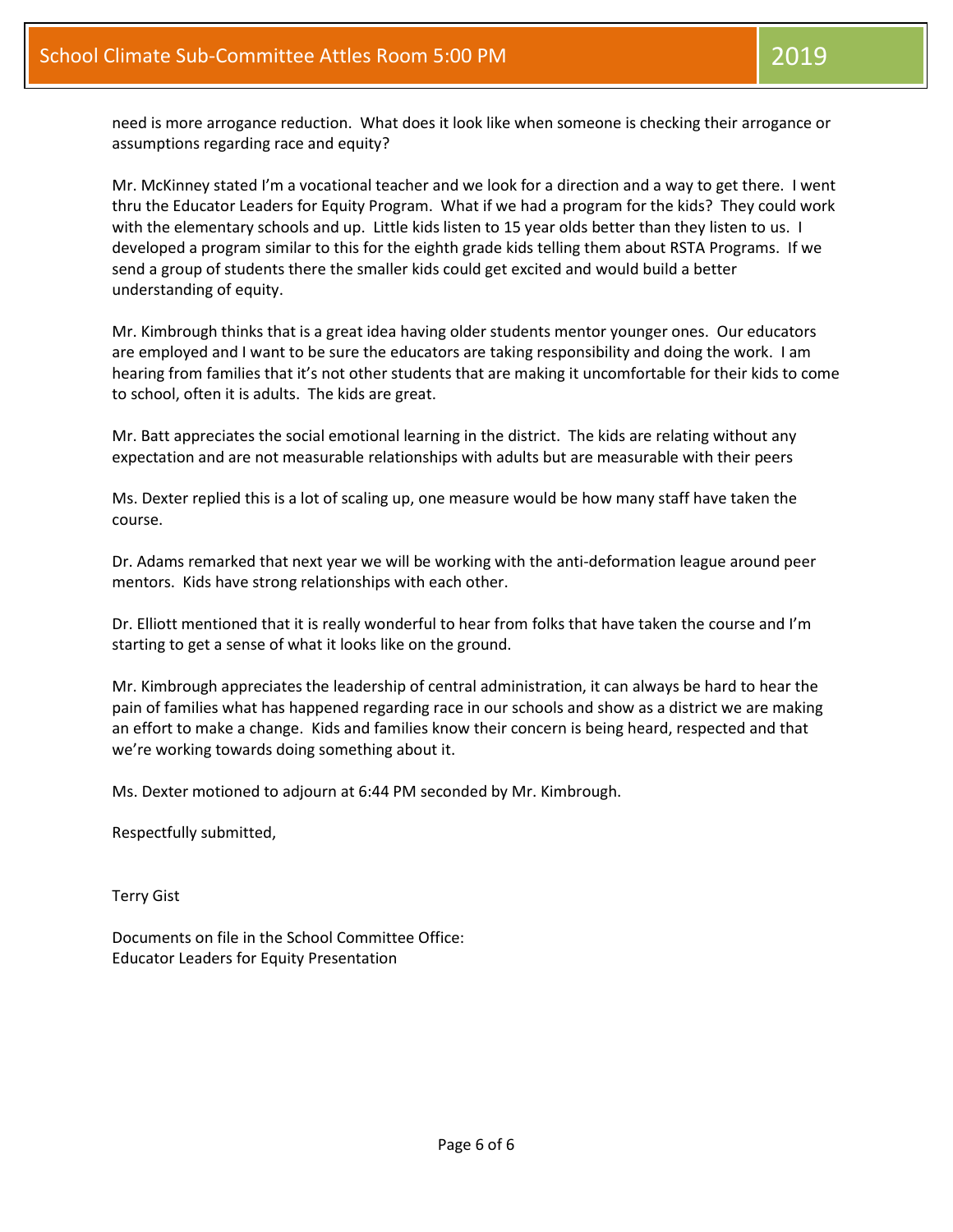need is more arrogance reduction. What does it look like when someone is checking their arrogance or assumptions regarding race and equity?

Mr. McKinney stated I'm a vocational teacher and we look for a direction and a way to get there. I went thru the Educator Leaders for Equity Program. What if we had a program for the kids? They could work with the elementary schools and up. Little kids listen to 15 year olds better than they listen to us. I developed a program similar to this for the eighth grade kids telling them about RSTA Programs. If we send a group of students there the smaller kids could get excited and would build a better understanding of equity.

Mr. Kimbrough thinks that is a great idea having older students mentor younger ones. Our educators are employed and I want to be sure the educators are taking responsibility and doing the work. I am hearing from families that it's not other students that are making it uncomfortable for their kids to come to school, often it is adults. The kids are great.

Mr. Batt appreciates the social emotional learning in the district. The kids are relating without any expectation and are not measurable relationships with adults but are measurable with their peers

Ms. Dexter replied this is a lot of scaling up, one measure would be how many staff have taken the course.

Dr. Adams remarked that next year we will be working with the anti-deformation league around peer mentors. Kids have strong relationships with each other.

Dr. Elliott mentioned that it is really wonderful to hear from folks that have taken the course and I'm starting to get a sense of what it looks like on the ground.

Mr. Kimbrough appreciates the leadership of central administration, it can always be hard to hear the pain of families what has happened regarding race in our schools and show as a district we are making an effort to make a change. Kids and families know their concern is being heard, respected and that we're working towards doing something about it.

Ms. Dexter motioned to adjourn at 6:44 PM seconded by Mr. Kimbrough.

Respectfully submitted,

Terry Gist

Documents on file in the School Committee Office:
Educator Leaders for Equity Presentation